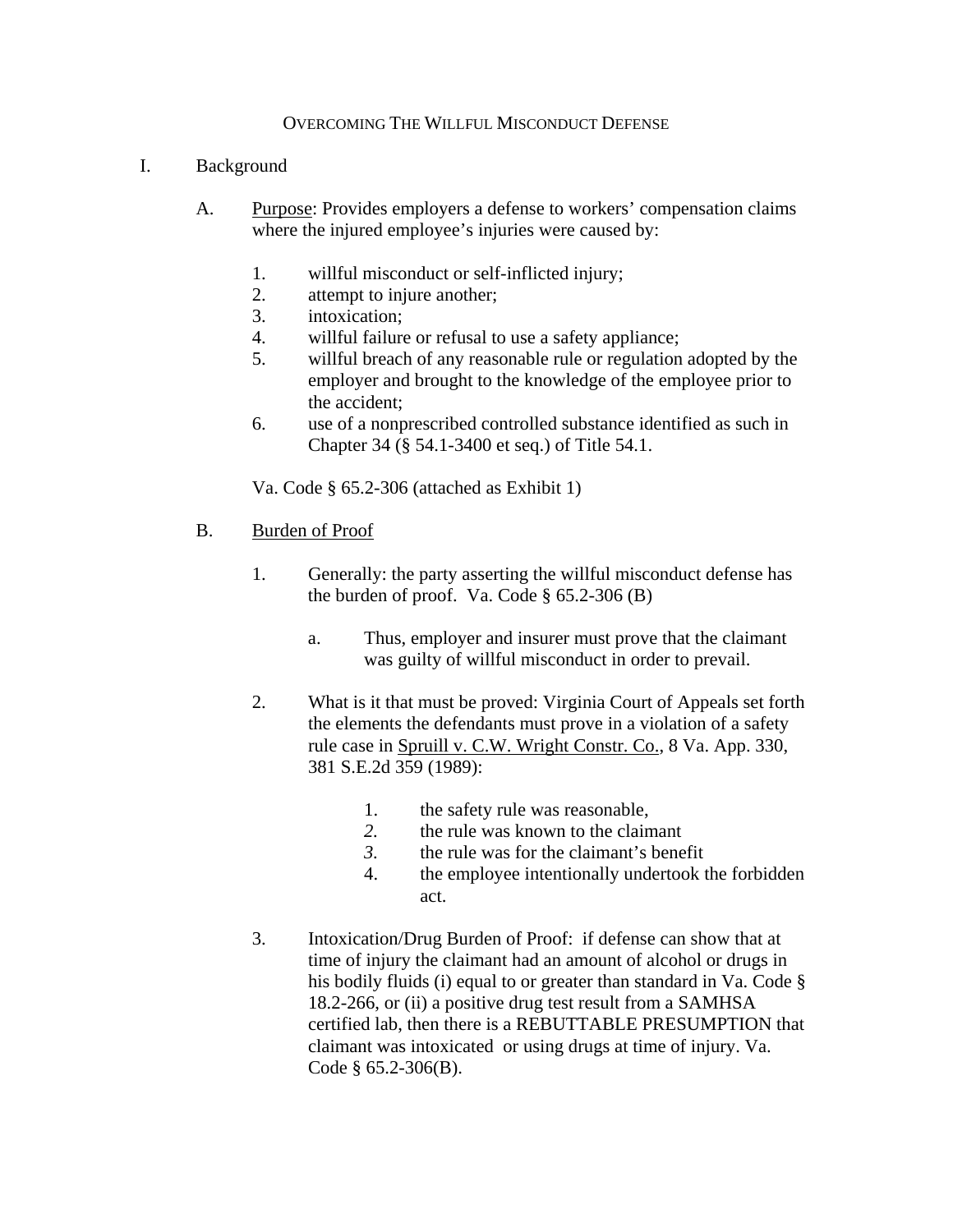# OVERCOMING THE WILLFUL MISCONDUCT DEFENSE

I. Background

A. Purpose: Provides employers a defense to workers' compensation claims where the injured employee's injuries were caused by:

1. willful misconduct or self-inflicted injury;
2. attempt to injure another;
3. intoxication;
4. willful failure or refusal to use a safety appliance;
5. willful breach of any reasonable rule or regulation adopted by the employer and brought to the knowledge of the employee prior to the accident;
6. use of a nonprescribed controlled substance identified as such in Chapter 34 (§ 54.1-3400 et seq.) of Title 54.1.

Va. Code § 65.2-306 (attached as Exhibit 1)

B. Burden of Proof

1. Generally: the party asserting the willful misconduct defense has the burden of proof. Va. Code § 65.2-306 (B)

   a. Thus, employer and insurer must prove that the claimant was guilty of willful misconduct in order to prevail.

2. What is it that must be proved: Virginia Court of Appeals set forth the elements the defendants must prove in a violation of a safety rule case in Spruill v. C.W. Wright Constr. Co., 8 Va. App. 330, 381 S.E.2d 359 (1989):

   1. the safety rule was reasonable,
   2. the rule was known to the claimant
   3. the rule was for the claimant's benefit
   4. the employee intentionally undertook the forbidden act.

3. Intoxication/Drug Burden of Proof: if defense can show that at time of injury the claimant had an amount of alcohol or drugs in his bodily fluids (i) equal to or greater than standard in Va. Code § 18.2-266, or (ii) a positive drug test result from a SAMHSA certified lab, then there is a REBUTTABLE PRESUMPTION that claimant was intoxicated or using drugs at time of injury. Va. Code § 65.2-306(B).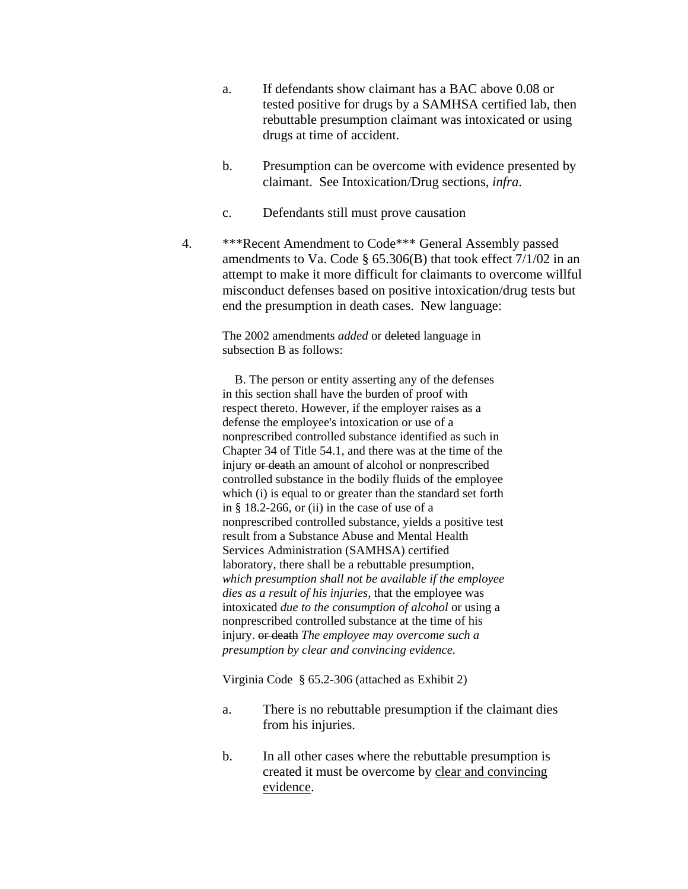a. If defendants show claimant has a BAC above 0.08 or tested positive for drugs by a SAMHSA certified lab, then rebuttable presumption claimant was intoxicated or using drugs at time of accident.

b. Presumption can be overcome with evidence presented by claimant. See Intoxication/Drug sections, *infra*.

c. Defendants still must prove causation

4. \*\*\*Recent Amendment to Code\*\*\* General Assembly passed amendments to Va. Code § 65.306(B) that took effect 7/1/02 in an attempt to make it more difficult for claimants to overcome willful misconduct defenses based on positive intoxication/drug tests but end the presumption in death cases. New language:

> The 2002 amendments *added* or ~~deleted~~ language in subsection B as follows:
>
> B. The person or entity asserting any of the defenses in this section shall have the burden of proof with respect thereto. However, if the employer raises as a defense the employee's intoxication or use of a nonprescribed controlled substance identified as such in Chapter 34 of Title 54.1, and there was at the time of the injury ~~or death~~ an amount of alcohol or nonprescribed controlled substance in the bodily fluids of the employee which (i) is equal to or greater than the standard set forth in § 18.2-266, or (ii) in the case of use of a nonprescribed controlled substance, yields a positive test result from a Substance Abuse and Mental Health Services Administration (SAMHSA) certified laboratory, there shall be a rebuttable presumption, *which presumption shall not be available if the employee dies as a result of his injuries,* that the employee was intoxicated *due to the consumption of alcohol* or using a nonprescribed controlled substance at the time of his injury. ~~or death~~ *The employee may overcome such a presumption by clear and convincing evidence.*
>
> Virginia Code § 65.2-306 (attached as Exhibit 2)

a. There is no rebuttable presumption if the claimant dies from his injuries.

b. In all other cases where the rebuttable presumption is created it must be overcome by <u>clear and convincing evidence</u>.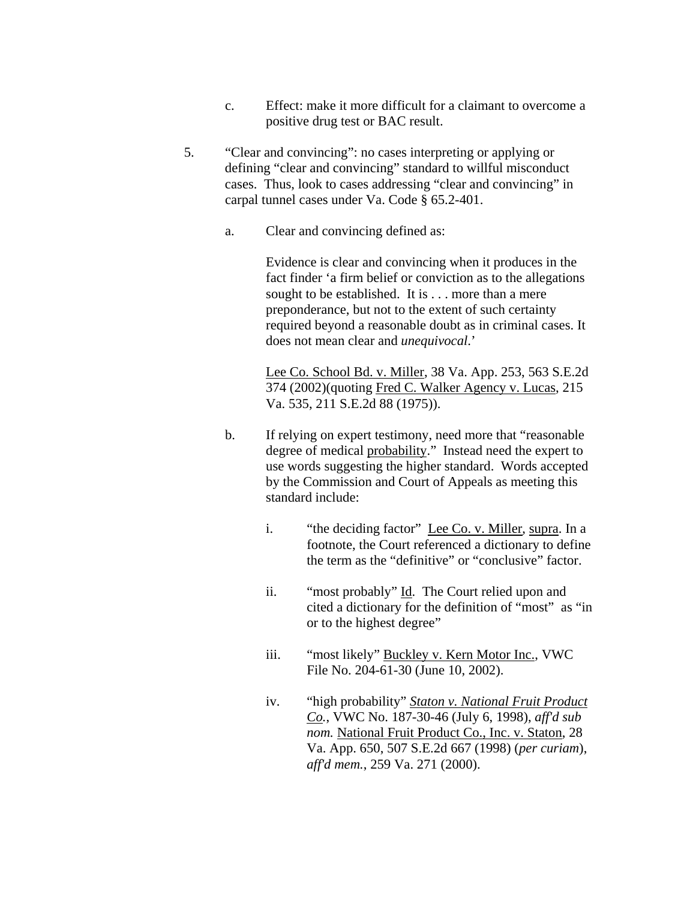c. Effect: make it more difficult for a claimant to overcome a positive drug test or BAC result.

5. "Clear and convincing": no cases interpreting or applying or defining "clear and convincing" standard to willful misconduct cases. Thus, look to cases addressing "clear and convincing" in carpal tunnel cases under Va. Code § 65.2-401.

   a. Clear and convincing defined as:

      > Evidence is clear and convincing when it produces in the fact finder 'a firm belief or conviction as to the allegations sought to be established. It is . . . more than a mere preponderance, but not to the extent of such certainty required beyond a reasonable doubt as in criminal cases. It does not mean clear and *unequivocal*.'
      >
      > Lee Co. School Bd. v. Miller, 38 Va. App. 253, 563 S.E.2d 374 (2002)(quoting Fred C. Walker Agency v. Lucas, 215 Va. 535, 211 S.E.2d 88 (1975)).

   b. If relying on expert testimony, need more that "reasonable degree of medical probability." Instead need the expert to use words suggesting the higher standard. Words accepted by the Commission and Court of Appeals as meeting this standard include:

      i. "the deciding factor" Lee Co. v. Miller, supra. In a footnote, the Court referenced a dictionary to define the term as the "definitive" or "conclusive" factor.

      ii. "most probably" Id. The Court relied upon and cited a dictionary for the definition of "most" as "in or to the highest degree"

      iii. "most likely" Buckley v. Kern Motor Inc., VWC File No. 204-61-30 (June 10, 2002).

      iv. "high probability" *Staton v. National Fruit Product Co.*, VWC No. 187-30-46 (July 6, 1998), *aff'd sub nom.* National Fruit Product Co., Inc. v. Staton, 28 Va. App. 650, 507 S.E.2d 667 (1998) (*per curiam*), *aff'd mem.*, 259 Va. 271 (2000).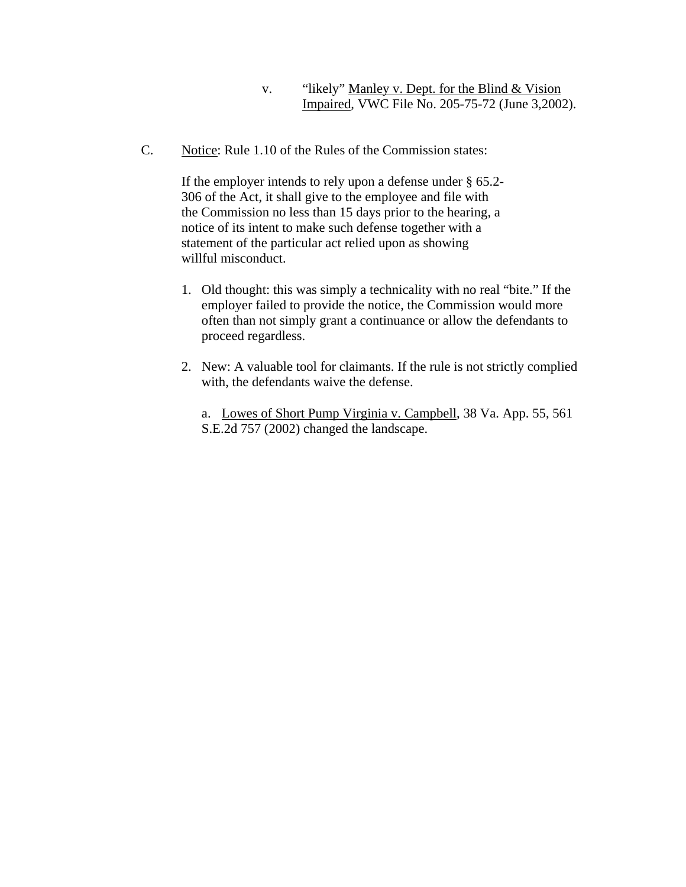v. "likely" Manley v. Dept. for the Blind & Vision Impaired, VWC File No. 205-75-72 (June 3,2002).

C. Notice: Rule 1.10 of the Rules of the Commission states:

> If the employer intends to rely upon a defense under § 65.2-306 of the Act, it shall give to the employee and file with the Commission no less than 15 days prior to the hearing, a notice of its intent to make such defense together with a statement of the particular act relied upon as showing willful misconduct.

1. Old thought: this was simply a technicality with no real "bite." If the employer failed to provide the notice, the Commission would more often than not simply grant a continuance or allow the defendants to proceed regardless.

2. New: A valuable tool for claimants. If the rule is not strictly complied with, the defendants waive the defense.

   a. Lowes of Short Pump Virginia v. Campbell, 38 Va. App. 55, 561 S.E.2d 757 (2002) changed the landscape.